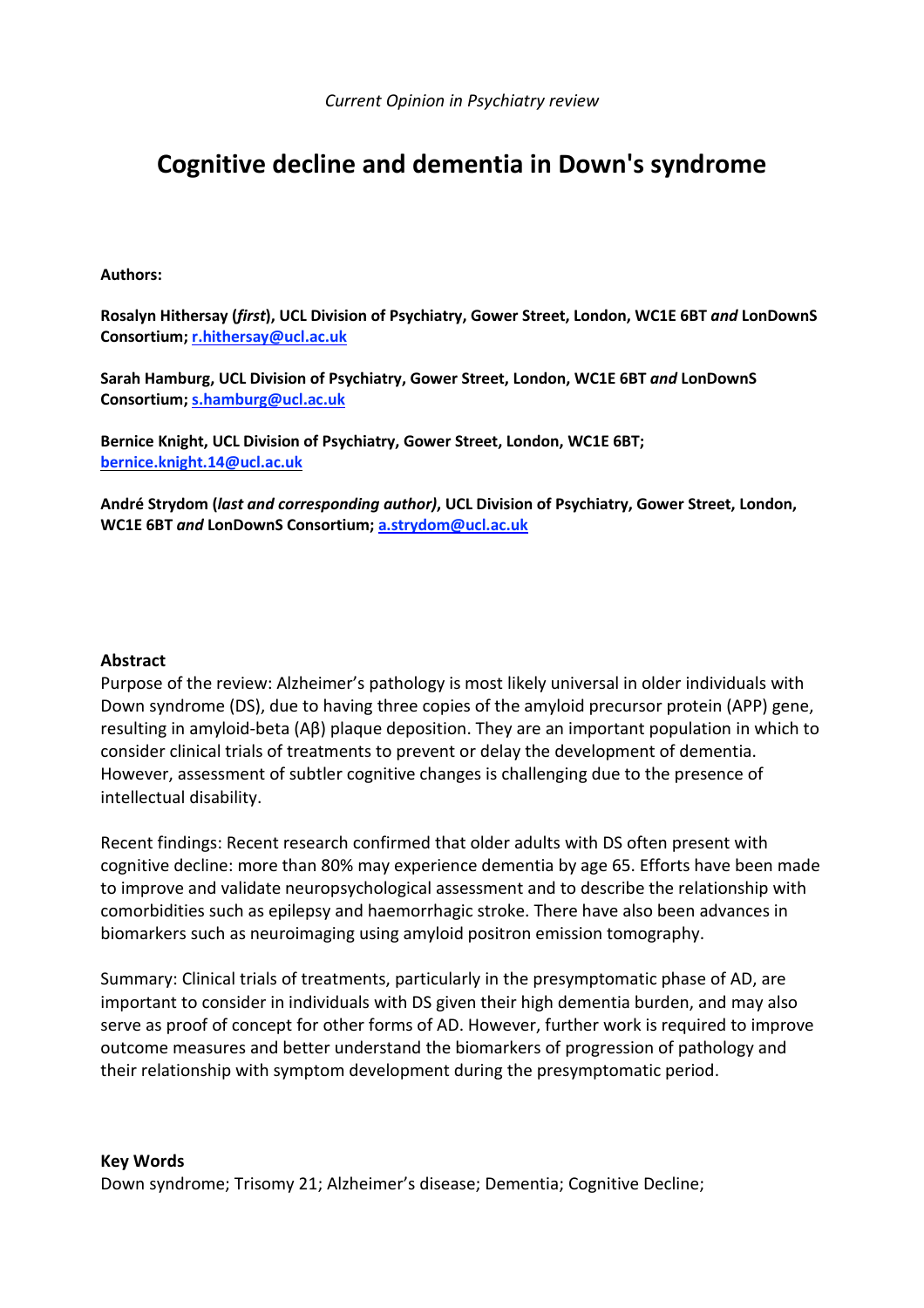*Current Opinion in Psychiatry review*

# Cognitive decline and dementia in Down's syndrome

**Authors:**

**Rosalyn Hithersay (*first*), UCL Division of Psychiatry, Gower Street, London, WC1E 6BT *and* LonDownS Consortium; r.hithersay@ucl.ac.uk**

**Sarah Hamburg, UCL Division of Psychiatry, Gower Street, London, WC1E 6BT *and* LonDownS Consortium; s.hamburg@ucl.ac.uk**

**Bernice Knight, UCL Division of Psychiatry, Gower Street, London, WC1E 6BT; bernice.knight.14@ucl.ac.uk**

**André Strydom (*last and corresponding author)*, UCL Division of Psychiatry, Gower Street, London, WC1E 6BT *and* LonDownS Consortium; a.strydom@ucl.ac.uk**

## Abstract

Purpose of the review: Alzheimer's pathology is most likely universal in older individuals with Down syndrome (DS), due to having three copies of the amyloid precursor protein (APP) gene, resulting in amyloid-beta (Aβ) plaque deposition. They are an important population in which to consider clinical trials of treatments to prevent or delay the development of dementia. However, assessment of subtler cognitive changes is challenging due to the presence of intellectual disability.

Recent findings: Recent research confirmed that older adults with DS often present with cognitive decline: more than 80% may experience dementia by age 65. Efforts have been made to improve and validate neuropsychological assessment and to describe the relationship with comorbidities such as epilepsy and haemorrhagic stroke. There have also been advances in biomarkers such as neuroimaging using amyloid positron emission tomography.

Summary: Clinical trials of treatments, particularly in the presymptomatic phase of AD, are important to consider in individuals with DS given their high dementia burden, and may also serve as proof of concept for other forms of AD. However, further work is required to improve outcome measures and better understand the biomarkers of progression of pathology and their relationship with symptom development during the presymptomatic period.

**Key Words**

Down syndrome; Trisomy 21; Alzheimer's disease; Dementia; Cognitive Decline;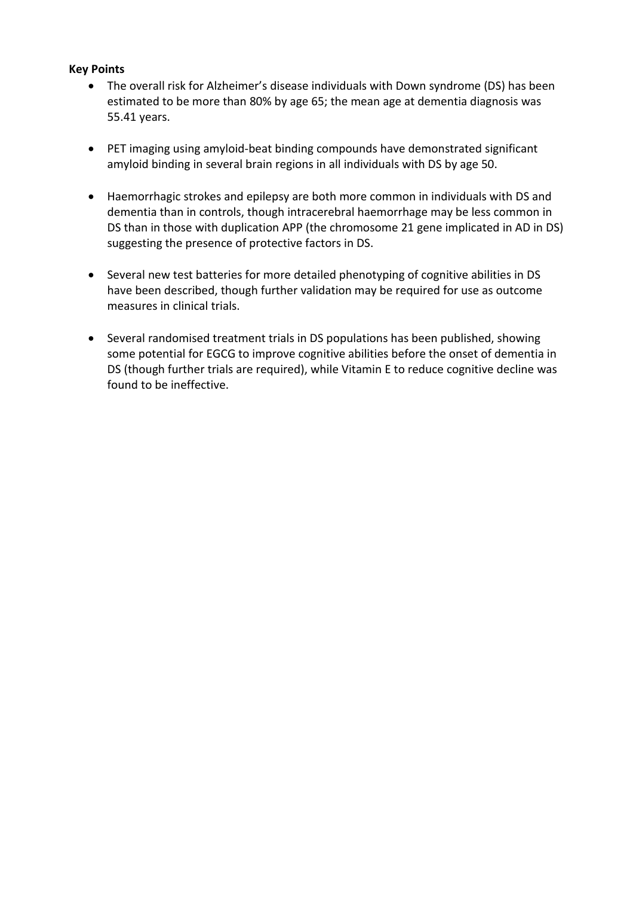**Key Points**

- The overall risk for Alzheimer's disease individuals with Down syndrome (DS) has been estimated to be more than 80% by age 65; the mean age at dementia diagnosis was 55.41 years.
- PET imaging using amyloid-beat binding compounds have demonstrated significant amyloid binding in several brain regions in all individuals with DS by age 50.
- Haemorrhagic strokes and epilepsy are both more common in individuals with DS and dementia than in controls, though intracerebral haemorrhage may be less common in DS than in those with duplication APP (the chromosome 21 gene implicated in AD in DS) suggesting the presence of protective factors in DS.
- Several new test batteries for more detailed phenotyping of cognitive abilities in DS have been described, though further validation may be required for use as outcome measures in clinical trials.
- Several randomised treatment trials in DS populations has been published, showing some potential for EGCG to improve cognitive abilities before the onset of dementia in DS (though further trials are required), while Vitamin E to reduce cognitive decline was found to be ineffective.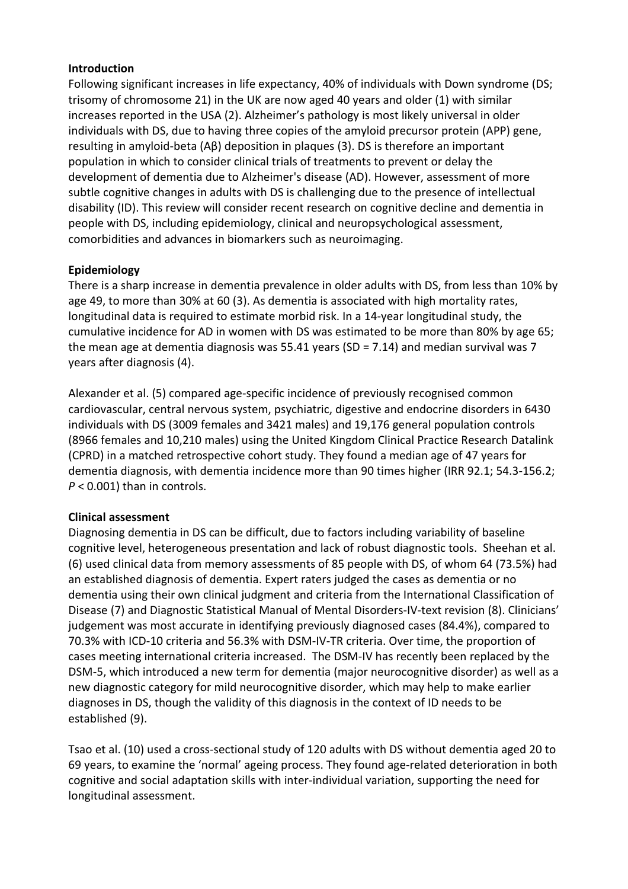## Introduction

Following significant increases in life expectancy, 40% of individuals with Down syndrome (DS; trisomy of chromosome 21) in the UK are now aged 40 years and older (1) with similar increases reported in the USA (2). Alzheimer's pathology is most likely universal in older individuals with DS, due to having three copies of the amyloid precursor protein (APP) gene, resulting in amyloid-beta (Aβ) deposition in plaques (3). DS is therefore an important population in which to consider clinical trials of treatments to prevent or delay the development of dementia due to Alzheimer's disease (AD). However, assessment of more subtle cognitive changes in adults with DS is challenging due to the presence of intellectual disability (ID). This review will consider recent research on cognitive decline and dementia in people with DS, including epidemiology, clinical and neuropsychological assessment, comorbidities and advances in biomarkers such as neuroimaging.

## Epidemiology

There is a sharp increase in dementia prevalence in older adults with DS, from less than 10% by age 49, to more than 30% at 60 (3). As dementia is associated with high mortality rates, longitudinal data is required to estimate morbid risk. In a 14-year longitudinal study, the cumulative incidence for AD in women with DS was estimated to be more than 80% by age 65; the mean age at dementia diagnosis was 55.41 years (SD = 7.14) and median survival was 7 years after diagnosis (4).

Alexander et al. (5) compared age-specific incidence of previously recognised common cardiovascular, central nervous system, psychiatric, digestive and endocrine disorders in 6430 individuals with DS (3009 females and 3421 males) and 19,176 general population controls (8966 females and 10,210 males) using the United Kingdom Clinical Practice Research Datalink (CPRD) in a matched retrospective cohort study. They found a median age of 47 years for dementia diagnosis, with dementia incidence more than 90 times higher (IRR 92.1; 54.3-156.2; $P < 0.001$) than in controls.

## Clinical assessment

Diagnosing dementia in DS can be difficult, due to factors including variability of baseline cognitive level, heterogeneous presentation and lack of robust diagnostic tools. Sheehan et al. (6) used clinical data from memory assessments of 85 people with DS, of whom 64 (73.5%) had an established diagnosis of dementia. Expert raters judged the cases as dementia or no dementia using their own clinical judgment and criteria from the International Classification of Disease (7) and Diagnostic Statistical Manual of Mental Disorders-IV-text revision (8). Clinicians' judgement was most accurate in identifying previously diagnosed cases (84.4%), compared to 70.3% with ICD-10 criteria and 56.3% with DSM-IV-TR criteria. Over time, the proportion of cases meeting international criteria increased. The DSM-IV has recently been replaced by the DSM-5, which introduced a new term for dementia (major neurocognitive disorder) as well as a new diagnostic category for mild neurocognitive disorder, which may help to make earlier diagnoses in DS, though the validity of this diagnosis in the context of ID needs to be established (9).

Tsao et al. (10) used a cross-sectional study of 120 adults with DS without dementia aged 20 to 69 years, to examine the 'normal' ageing process. They found age-related deterioration in both cognitive and social adaptation skills with inter-individual variation, supporting the need for longitudinal assessment.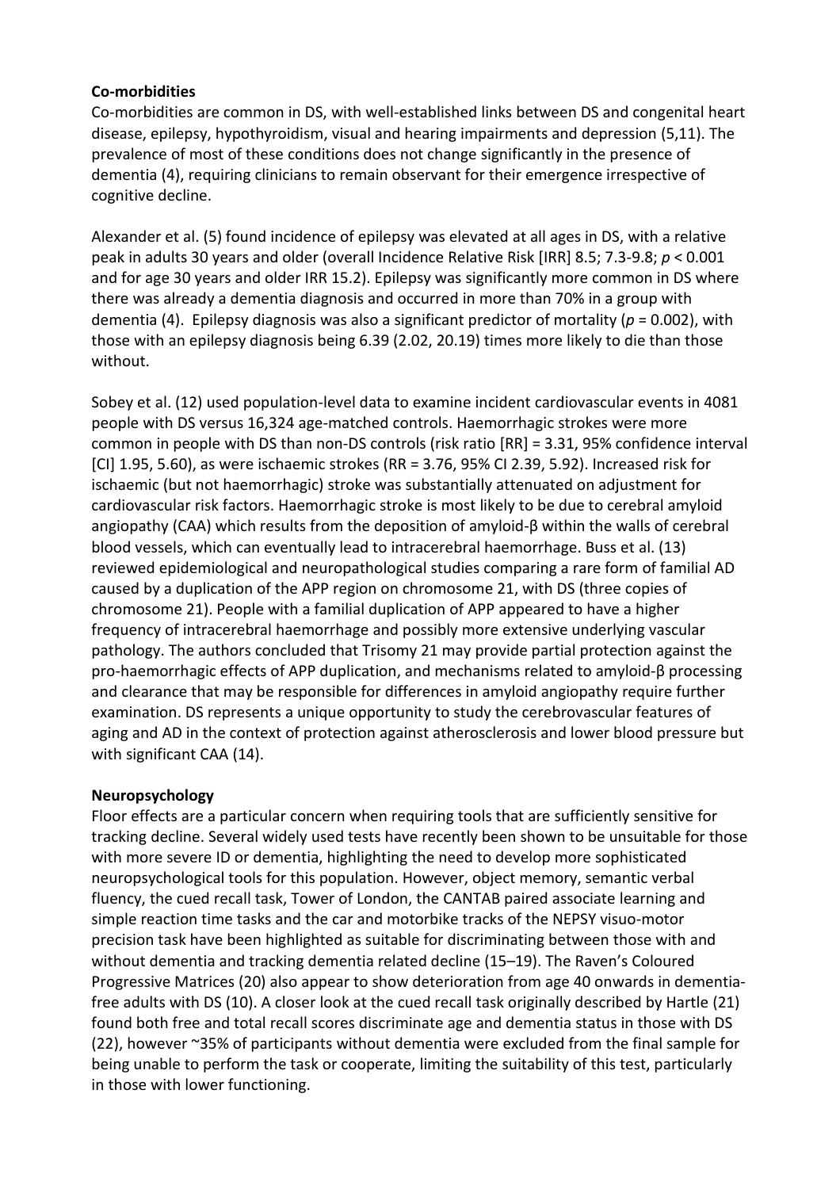**Co-morbidities**

Co-morbidities are common in DS, with well-established links between DS and congenital heart disease, epilepsy, hypothyroidism, visual and hearing impairments and depression (5,11). The prevalence of most of these conditions does not change significantly in the presence of dementia (4), requiring clinicians to remain observant for their emergence irrespective of cognitive decline.

Alexander et al. (5) found incidence of epilepsy was elevated at all ages in DS, with a relative peak in adults 30 years and older (overall Incidence Relative Risk [IRR] 8.5; 7.3-9.8; $p < 0.001$ and for age 30 years and older IRR 15.2). Epilepsy was significantly more common in DS where there was already a dementia diagnosis and occurred in more than 70% in a group with dementia (4). Epilepsy diagnosis was also a significant predictor of mortality ($p = 0.002$), with those with an epilepsy diagnosis being 6.39 (2.02, 20.19) times more likely to die than those without.

Sobey et al. (12) used population-level data to examine incident cardiovascular events in 4081 people with DS versus 16,324 age-matched controls. Haemorrhagic strokes were more common in people with DS than non-DS controls (risk ratio [RR] = 3.31, 95% confidence interval [CI] 1.95, 5.60), as were ischaemic strokes (RR = 3.76, 95% CI 2.39, 5.92). Increased risk for ischaemic (but not haemorrhagic) stroke was substantially attenuated on adjustment for cardiovascular risk factors. Haemorrhagic stroke is most likely to be due to cerebral amyloid angiopathy (CAA) which results from the deposition of amyloid-β within the walls of cerebral blood vessels, which can eventually lead to intracerebral haemorrhage. Buss et al. (13) reviewed epidemiological and neuropathological studies comparing a rare form of familial AD caused by a duplication of the APP region on chromosome 21, with DS (three copies of chromosome 21). People with a familial duplication of APP appeared to have a higher frequency of intracerebral haemorrhage and possibly more extensive underlying vascular pathology. The authors concluded that Trisomy 21 may provide partial protection against the pro-haemorrhagic effects of APP duplication, and mechanisms related to amyloid-β processing and clearance that may be responsible for differences in amyloid angiopathy require further examination. DS represents a unique opportunity to study the cerebrovascular features of aging and AD in the context of protection against atherosclerosis and lower blood pressure but with significant CAA (14).

**Neuropsychology**

Floor effects are a particular concern when requiring tools that are sufficiently sensitive for tracking decline. Several widely used tests have recently been shown to be unsuitable for those with more severe ID or dementia, highlighting the need to develop more sophisticated neuropsychological tools for this population. However, object memory, semantic verbal fluency, the cued recall task, Tower of London, the CANTAB paired associate learning and simple reaction time tasks and the car and motorbike tracks of the NEPSY visuo-motor precision task have been highlighted as suitable for discriminating between those with and without dementia and tracking dementia related decline (15–19). The Raven's Coloured Progressive Matrices (20) also appear to show deterioration from age 40 onwards in dementia-free adults with DS (10). A closer look at the cued recall task originally described by Hartle (21) found both free and total recall scores discriminate age and dementia status in those with DS (22), however ~35% of participants without dementia were excluded from the final sample for being unable to perform the task or cooperate, limiting the suitability of this test, particularly in those with lower functioning.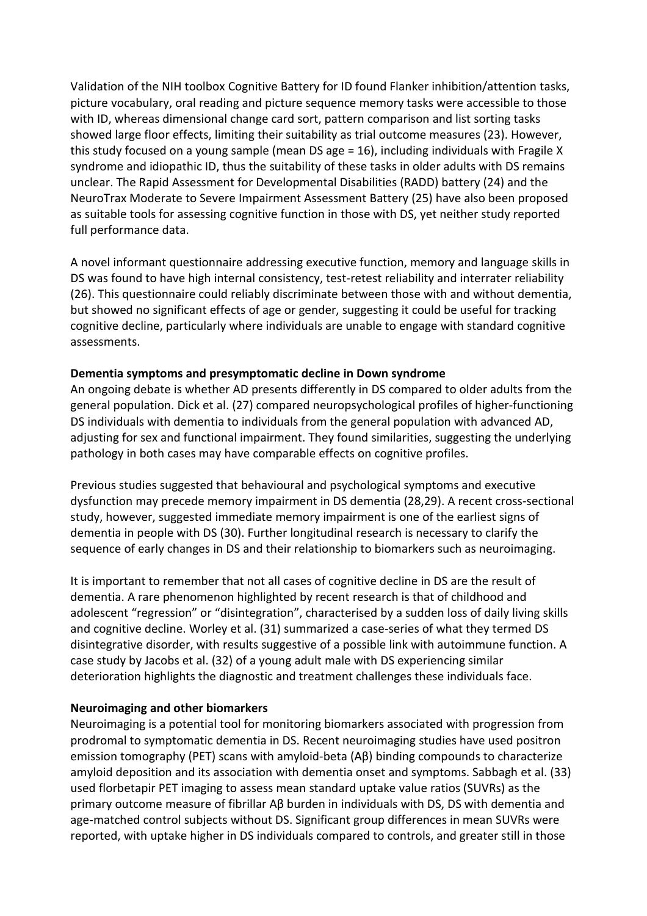Validation of the NIH toolbox Cognitive Battery for ID found Flanker inhibition/attention tasks, picture vocabulary, oral reading and picture sequence memory tasks were accessible to those with ID, whereas dimensional change card sort, pattern comparison and list sorting tasks showed large floor effects, limiting their suitability as trial outcome measures (23). However, this study focused on a young sample (mean DS age = 16), including individuals with Fragile X syndrome and idiopathic ID, thus the suitability of these tasks in older adults with DS remains unclear. The Rapid Assessment for Developmental Disabilities (RADD) battery (24) and the NeuroTrax Moderate to Severe Impairment Assessment Battery (25) have also been proposed as suitable tools for assessing cognitive function in those with DS, yet neither study reported full performance data.

A novel informant questionnaire addressing executive function, memory and language skills in DS was found to have high internal consistency, test-retest reliability and interrater reliability (26). This questionnaire could reliably discriminate between those with and without dementia, but showed no significant effects of age or gender, suggesting it could be useful for tracking cognitive decline, particularly where individuals are unable to engage with standard cognitive assessments.

**Dementia symptoms and presymptomatic decline in Down syndrome**

An ongoing debate is whether AD presents differently in DS compared to older adults from the general population. Dick et al. (27) compared neuropsychological profiles of higher-functioning DS individuals with dementia to individuals from the general population with advanced AD, adjusting for sex and functional impairment. They found similarities, suggesting the underlying pathology in both cases may have comparable effects on cognitive profiles.

Previous studies suggested that behavioural and psychological symptoms and executive dysfunction may precede memory impairment in DS dementia (28,29). A recent cross-sectional study, however, suggested immediate memory impairment is one of the earliest signs of dementia in people with DS (30). Further longitudinal research is necessary to clarify the sequence of early changes in DS and their relationship to biomarkers such as neuroimaging.

It is important to remember that not all cases of cognitive decline in DS are the result of dementia. A rare phenomenon highlighted by recent research is that of childhood and adolescent "regression" or "disintegration", characterised by a sudden loss of daily living skills and cognitive decline. Worley et al. (31) summarized a case-series of what they termed DS disintegrative disorder, with results suggestive of a possible link with autoimmune function. A case study by Jacobs et al. (32) of a young adult male with DS experiencing similar deterioration highlights the diagnostic and treatment challenges these individuals face.

**Neuroimaging and other biomarkers**

Neuroimaging is a potential tool for monitoring biomarkers associated with progression from prodromal to symptomatic dementia in DS. Recent neuroimaging studies have used positron emission tomography (PET) scans with amyloid-beta (Aβ) binding compounds to characterize amyloid deposition and its association with dementia onset and symptoms. Sabbagh et al. (33) used florbetapir PET imaging to assess mean standard uptake value ratios (SUVRs) as the primary outcome measure of fibrillar Aβ burden in individuals with DS, DS with dementia and age-matched control subjects without DS. Significant group differences in mean SUVRs were reported, with uptake higher in DS individuals compared to controls, and greater still in those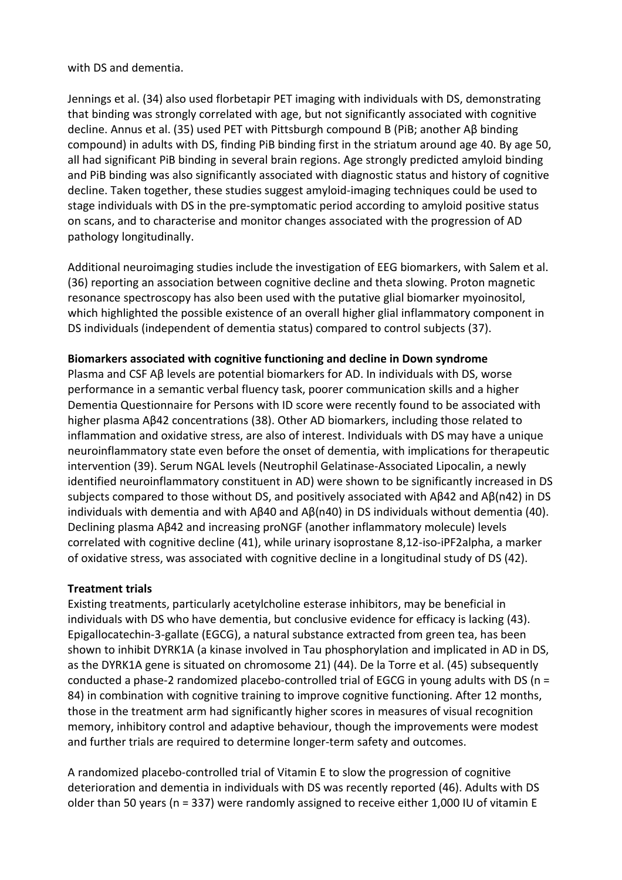with DS and dementia.

Jennings et al. (34) also used florbetapir PET imaging with individuals with DS, demonstrating that binding was strongly correlated with age, but not significantly associated with cognitive decline. Annus et al. (35) used PET with Pittsburgh compound B (PiB; another Aβ binding compound) in adults with DS, finding PiB binding first in the striatum around age 40. By age 50, all had significant PiB binding in several brain regions. Age strongly predicted amyloid binding and PiB binding was also significantly associated with diagnostic status and history of cognitive decline. Taken together, these studies suggest amyloid-imaging techniques could be used to stage individuals with DS in the pre-symptomatic period according to amyloid positive status on scans, and to characterise and monitor changes associated with the progression of AD pathology longitudinally.

Additional neuroimaging studies include the investigation of EEG biomarkers, with Salem et al. (36) reporting an association between cognitive decline and theta slowing. Proton magnetic resonance spectroscopy has also been used with the putative glial biomarker myoinositol, which highlighted the possible existence of an overall higher glial inflammatory component in DS individuals (independent of dementia status) compared to control subjects (37).

**Biomarkers associated with cognitive functioning and decline in Down syndrome**

Plasma and CSF Aβ levels are potential biomarkers for AD. In individuals with DS, worse performance in a semantic verbal fluency task, poorer communication skills and a higher Dementia Questionnaire for Persons with ID score were recently found to be associated with higher plasma Aβ42 concentrations (38). Other AD biomarkers, including those related to inflammation and oxidative stress, are also of interest. Individuals with DS may have a unique neuroinflammatory state even before the onset of dementia, with implications for therapeutic intervention (39). Serum NGAL levels (Neutrophil Gelatinase-Associated Lipocalin, a newly identified neuroinflammatory constituent in AD) were shown to be significantly increased in DS subjects compared to those without DS, and positively associated with Aβ42 and Aβ(n42) in DS individuals with dementia and with Aβ40 and Aβ(n40) in DS individuals without dementia (40). Declining plasma Aβ42 and increasing proNGF (another inflammatory molecule) levels correlated with cognitive decline (41), while urinary isoprostane 8,12-iso-iPF2alpha, a marker of oxidative stress, was associated with cognitive decline in a longitudinal study of DS (42).

**Treatment trials**

Existing treatments, particularly acetylcholine esterase inhibitors, may be beneficial in individuals with DS who have dementia, but conclusive evidence for efficacy is lacking (43). Epigallocatechin-3-gallate (EGCG), a natural substance extracted from green tea, has been shown to inhibit DYRK1A (a kinase involved in Tau phosphorylation and implicated in AD in DS, as the DYRK1A gene is situated on chromosome 21) (44). De la Torre et al. (45) subsequently conducted a phase-2 randomized placebo-controlled trial of EGCG in young adults with DS (n = 84) in combination with cognitive training to improve cognitive functioning. After 12 months, those in the treatment arm had significantly higher scores in measures of visual recognition memory, inhibitory control and adaptive behaviour, though the improvements were modest and further trials are required to determine longer-term safety and outcomes.

A randomized placebo-controlled trial of Vitamin E to slow the progression of cognitive deterioration and dementia in individuals with DS was recently reported (46). Adults with DS older than 50 years (n = 337) were randomly assigned to receive either 1,000 IU of vitamin E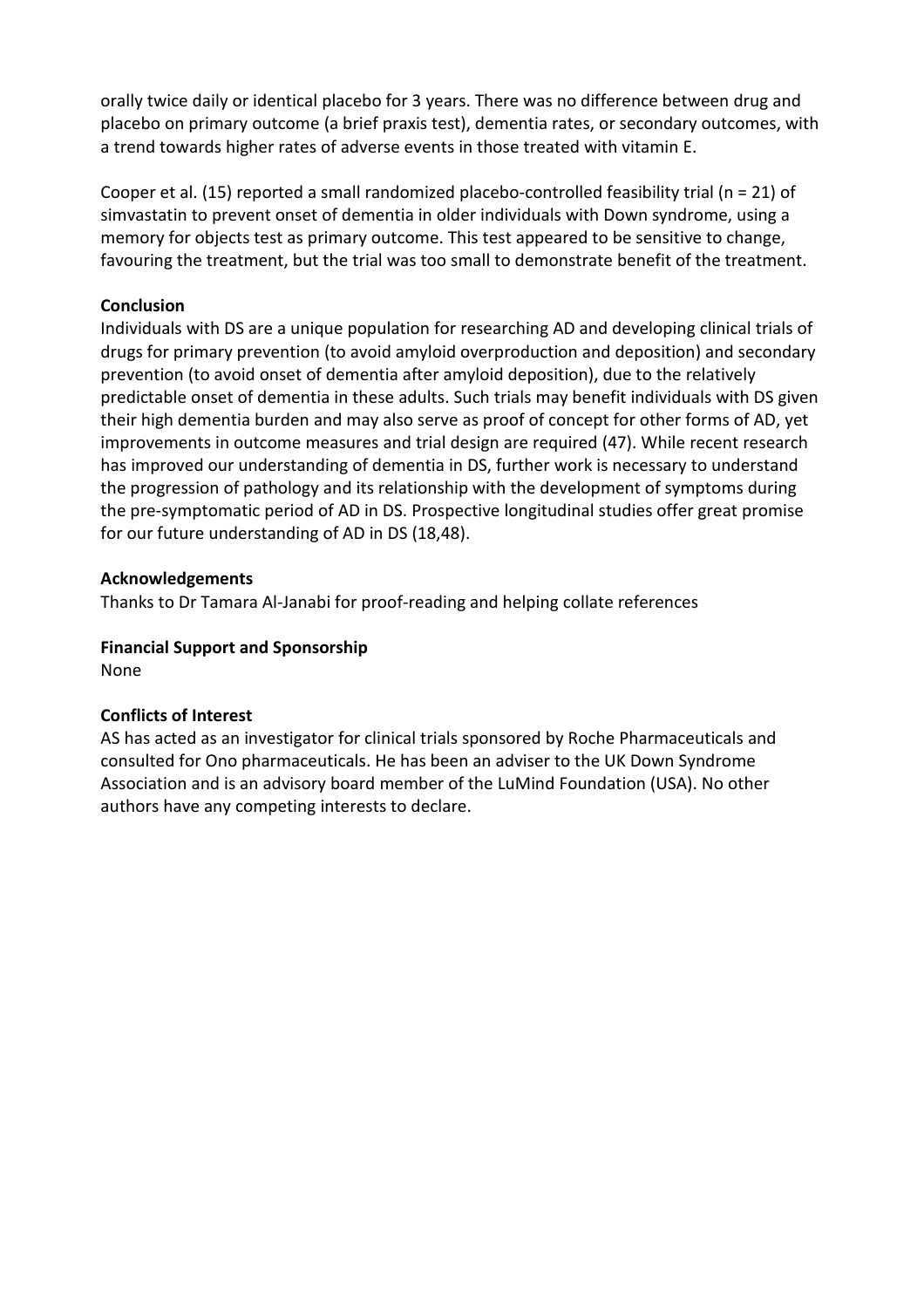orally twice daily or identical placebo for 3 years. There was no difference between drug and placebo on primary outcome (a brief praxis test), dementia rates, or secondary outcomes, with a trend towards higher rates of adverse events in those treated with vitamin E.

Cooper et al. (15) reported a small randomized placebo-controlled feasibility trial (n = 21) of simvastatin to prevent onset of dementia in older individuals with Down syndrome, using a memory for objects test as primary outcome. This test appeared to be sensitive to change, favouring the treatment, but the trial was too small to demonstrate benefit of the treatment.

**Conclusion**

Individuals with DS are a unique population for researching AD and developing clinical trials of drugs for primary prevention (to avoid amyloid overproduction and deposition) and secondary prevention (to avoid onset of dementia after amyloid deposition), due to the relatively predictable onset of dementia in these adults. Such trials may benefit individuals with DS given their high dementia burden and may also serve as proof of concept for other forms of AD, yet improvements in outcome measures and trial design are required (47). While recent research has improved our understanding of dementia in DS, further work is necessary to understand the progression of pathology and its relationship with the development of symptoms during the pre-symptomatic period of AD in DS. Prospective longitudinal studies offer great promise for our future understanding of AD in DS (18,48).

**Acknowledgements**

Thanks to Dr Tamara Al-Janabi for proof-reading and helping collate references

**Financial Support and Sponsorship**

None

**Conflicts of Interest**

AS has acted as an investigator for clinical trials sponsored by Roche Pharmaceuticals and consulted for Ono pharmaceuticals. He has been an adviser to the UK Down Syndrome Association and is an advisory board member of the LuMind Foundation (USA). No other authors have any competing interests to declare.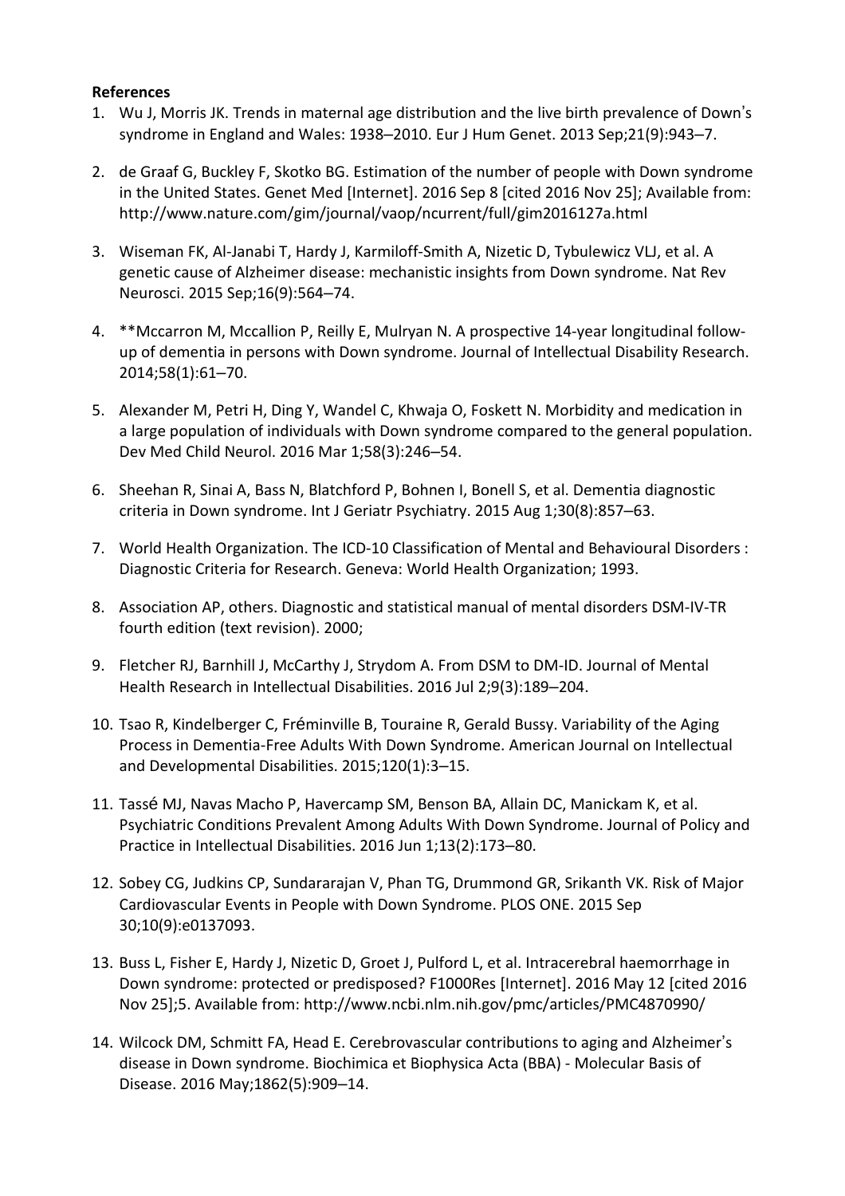**References**

1. Wu J, Morris JK. Trends in maternal age distribution and the live birth prevalence of Down's syndrome in England and Wales: 1938–2010. Eur J Hum Genet. 2013 Sep;21(9):943–7.

2. de Graaf G, Buckley F, Skotko BG. Estimation of the number of people with Down syndrome in the United States. Genet Med [Internet]. 2016 Sep 8 [cited 2016 Nov 25]; Available from: http://www.nature.com/gim/journal/vaop/ncurrent/full/gim2016127a.html

3. Wiseman FK, Al-Janabi T, Hardy J, Karmiloff-Smith A, Nizetic D, Tybulewicz VLJ, et al. A genetic cause of Alzheimer disease: mechanistic insights from Down syndrome. Nat Rev Neurosci. 2015 Sep;16(9):564–74.

4. **Mccarron M, Mccallion P, Reilly E, Mulryan N. A prospective 14-year longitudinal follow-up of dementia in persons with Down syndrome. Journal of Intellectual Disability Research. 2014;58(1):61–70.

5. Alexander M, Petri H, Ding Y, Wandel C, Khwaja O, Foskett N. Morbidity and medication in a large population of individuals with Down syndrome compared to the general population. Dev Med Child Neurol. 2016 Mar 1;58(3):246–54.

6. Sheehan R, Sinai A, Bass N, Blatchford P, Bohnen I, Bonell S, et al. Dementia diagnostic criteria in Down syndrome. Int J Geriatr Psychiatry. 2015 Aug 1;30(8):857–63.

7. World Health Organization. The ICD-10 Classification of Mental and Behavioural Disorders : Diagnostic Criteria for Research. Geneva: World Health Organization; 1993.

8. Association AP, others. Diagnostic and statistical manual of mental disorders DSM-IV-TR fourth edition (text revision). 2000;

9. Fletcher RJ, Barnhill J, McCarthy J, Strydom A. From DSM to DM-ID. Journal of Mental Health Research in Intellectual Disabilities. 2016 Jul 2;9(3):189–204.

10. Tsao R, Kindelberger C, Fréminville B, Touraine R, Gerald Bussy. Variability of the Aging Process in Dementia-Free Adults With Down Syndrome. American Journal on Intellectual and Developmental Disabilities. 2015;120(1):3–15.

11. Tassé MJ, Navas Macho P, Havercamp SM, Benson BA, Allain DC, Manickam K, et al. Psychiatric Conditions Prevalent Among Adults With Down Syndrome. Journal of Policy and Practice in Intellectual Disabilities. 2016 Jun 1;13(2):173–80.

12. Sobey CG, Judkins CP, Sundararajan V, Phan TG, Drummond GR, Srikanth VK. Risk of Major Cardiovascular Events in People with Down Syndrome. PLOS ONE. 2015 Sep 30;10(9):e0137093.

13. Buss L, Fisher E, Hardy J, Nizetic D, Groet J, Pulford L, et al. Intracerebral haemorrhage in Down syndrome: protected or predisposed? F1000Res [Internet]. 2016 May 12 [cited 2016 Nov 25];5. Available from: http://www.ncbi.nlm.nih.gov/pmc/articles/PMC4870990/

14. Wilcock DM, Schmitt FA, Head E. Cerebrovascular contributions to aging and Alzheimer's disease in Down syndrome. Biochimica et Biophysica Acta (BBA) - Molecular Basis of Disease. 2016 May;1862(5):909–14.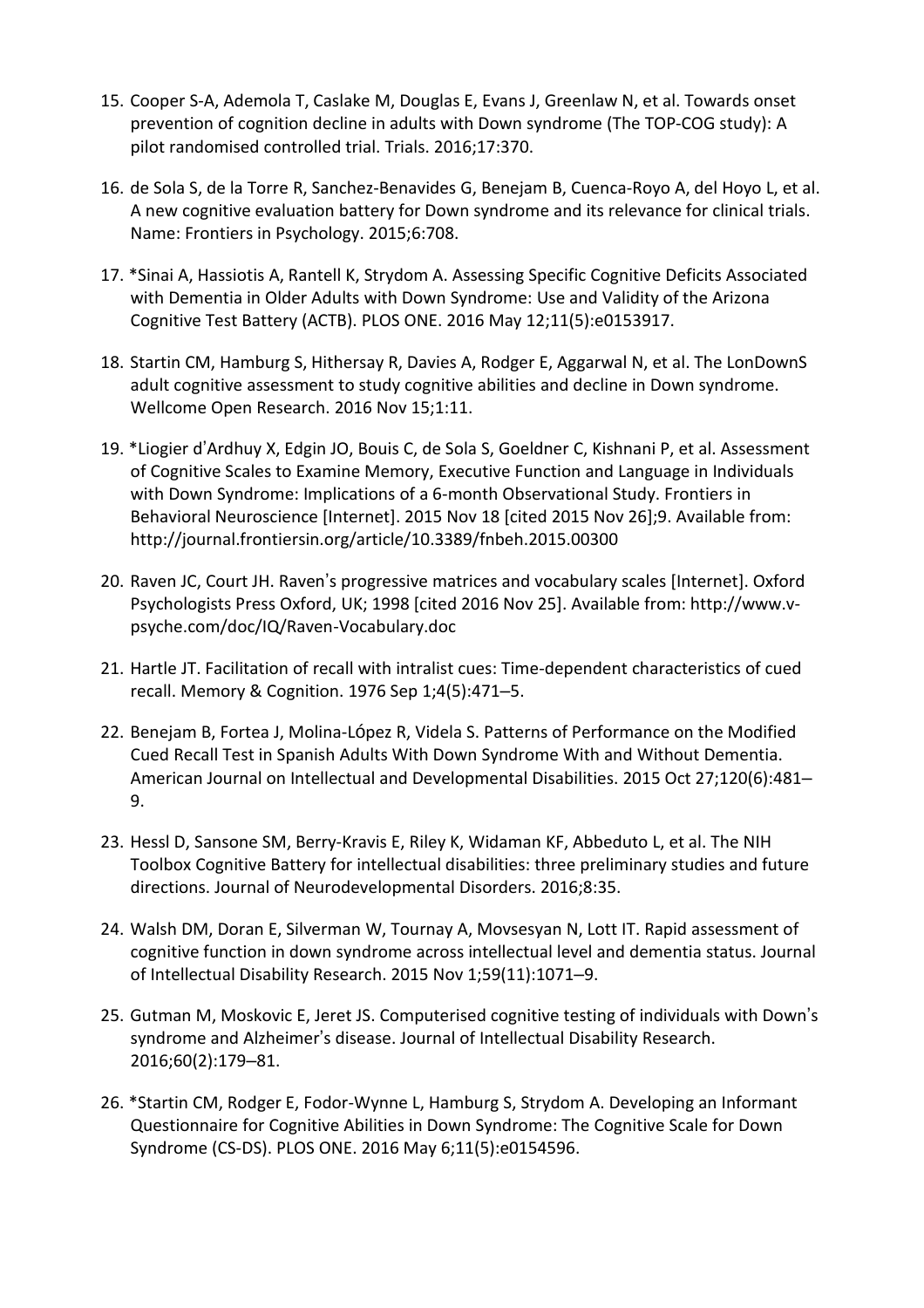15. Cooper S-A, Ademola T, Caslake M, Douglas E, Evans J, Greenlaw N, et al. Towards onset prevention of cognition decline in adults with Down syndrome (The TOP-COG study): A pilot randomised controlled trial. Trials. 2016;17:370.

16. de Sola S, de la Torre R, Sanchez-Benavides G, Benejam B, Cuenca-Royo A, del Hoyo L, et al. A new cognitive evaluation battery for Down syndrome and its relevance for clinical trials. Name: Frontiers in Psychology. 2015;6:708.

17. *Sinai A, Hassiotis A, Rantell K, Strydom A. Assessing Specific Cognitive Deficits Associated with Dementia in Older Adults with Down Syndrome: Use and Validity of the Arizona Cognitive Test Battery (ACTB). PLOS ONE. 2016 May 12;11(5):e0153917.

18. Startin CM, Hamburg S, Hithersay R, Davies A, Rodger E, Aggarwal N, et al. The LonDownS adult cognitive assessment to study cognitive abilities and decline in Down syndrome. Wellcome Open Research. 2016 Nov 15;1:11.

19. *Liogier d'Ardhuy X, Edgin JO, Bouis C, de Sola S, Goeldner C, Kishnani P, et al. Assessment of Cognitive Scales to Examine Memory, Executive Function and Language in Individuals with Down Syndrome: Implications of a 6-month Observational Study. Frontiers in Behavioral Neuroscience [Internet]. 2015 Nov 18 [cited 2015 Nov 26];9. Available from: http://journal.frontiersin.org/article/10.3389/fnbeh.2015.00300

20. Raven JC, Court JH. Raven's progressive matrices and vocabulary scales [Internet]. Oxford Psychologists Press Oxford, UK; 1998 [cited 2016 Nov 25]. Available from: http://www.v-psyche.com/doc/IQ/Raven-Vocabulary.doc

21. Hartle JT. Facilitation of recall with intralist cues: Time-dependent characteristics of cued recall. Memory & Cognition. 1976 Sep 1;4(5):471–5.

22. Benejam B, Fortea J, Molina-LÓpez R, Videla S. Patterns of Performance on the Modified Cued Recall Test in Spanish Adults With Down Syndrome With and Without Dementia. American Journal on Intellectual and Developmental Disabilities. 2015 Oct 27;120(6):481–9.

23. Hessl D, Sansone SM, Berry-Kravis E, Riley K, Widaman KF, Abbeduto L, et al. The NIH Toolbox Cognitive Battery for intellectual disabilities: three preliminary studies and future directions. Journal of Neurodevelopmental Disorders. 2016;8:35.

24. Walsh DM, Doran E, Silverman W, Tournay A, Movsesyan N, Lott IT. Rapid assessment of cognitive function in down syndrome across intellectual level and dementia status. Journal of Intellectual Disability Research. 2015 Nov 1;59(11):1071–9.

25. Gutman M, Moskovic E, Jeret JS. Computerised cognitive testing of individuals with Down's syndrome and Alzheimer's disease. Journal of Intellectual Disability Research. 2016;60(2):179–81.

26. *Startin CM, Rodger E, Fodor-Wynne L, Hamburg S, Strydom A. Developing an Informant Questionnaire for Cognitive Abilities in Down Syndrome: The Cognitive Scale for Down Syndrome (CS-DS). PLOS ONE. 2016 May 6;11(5):e0154596.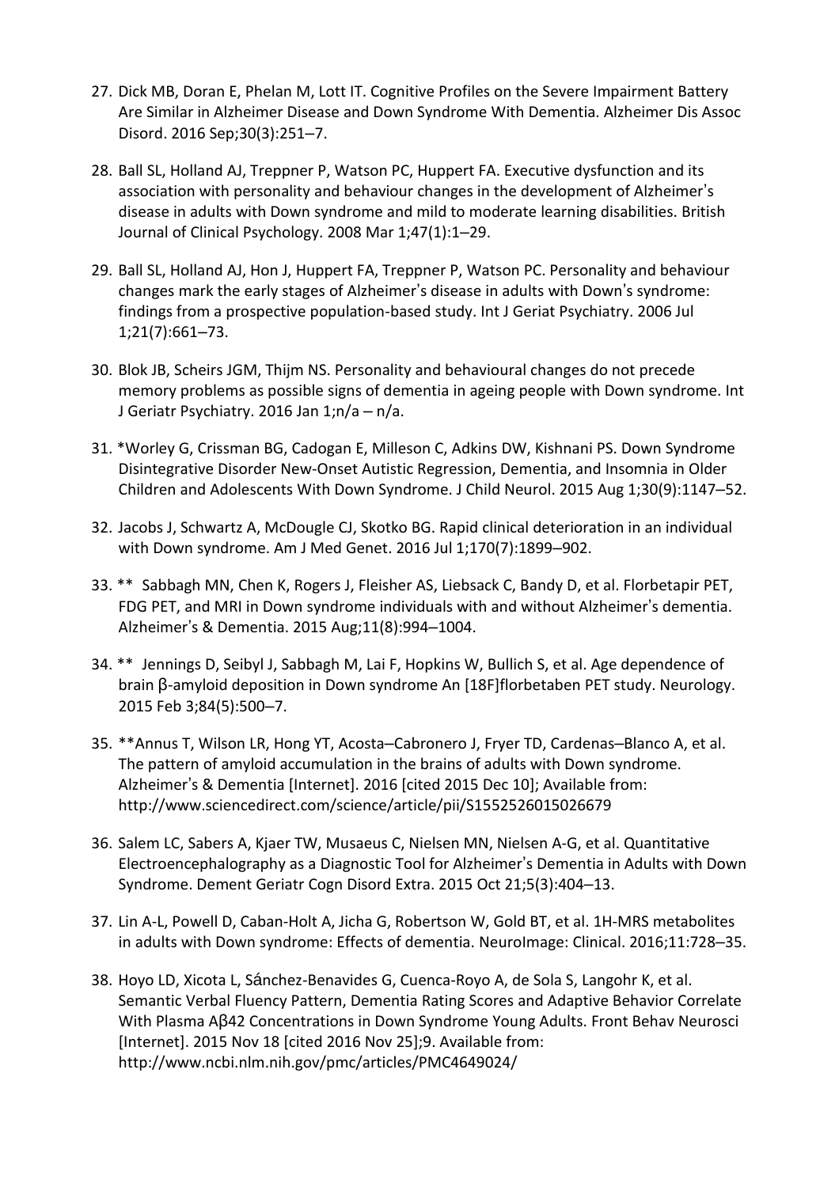27. Dick MB, Doran E, Phelan M, Lott IT. Cognitive Profiles on the Severe Impairment Battery Are Similar in Alzheimer Disease and Down Syndrome With Dementia. Alzheimer Dis Assoc Disord. 2016 Sep;30(3):251–7.

28. Ball SL, Holland AJ, Treppner P, Watson PC, Huppert FA. Executive dysfunction and its association with personality and behaviour changes in the development of Alzheimer's disease in adults with Down syndrome and mild to moderate learning disabilities. British Journal of Clinical Psychology. 2008 Mar 1;47(1):1–29.

29. Ball SL, Holland AJ, Hon J, Huppert FA, Treppner P, Watson PC. Personality and behaviour changes mark the early stages of Alzheimer's disease in adults with Down's syndrome: findings from a prospective population-based study. Int J Geriat Psychiatry. 2006 Jul 1;21(7):661–73.

30. Blok JB, Scheirs JGM, Thijm NS. Personality and behavioural changes do not precede memory problems as possible signs of dementia in ageing people with Down syndrome. Int J Geriatr Psychiatry. 2016 Jan 1;n/a – n/a.

31. *Worley G, Crissman BG, Cadogan E, Milleson C, Adkins DW, Kishnani PS. Down Syndrome Disintegrative Disorder New-Onset Autistic Regression, Dementia, and Insomnia in Older Children and Adolescents With Down Syndrome. J Child Neurol. 2015 Aug 1;30(9):1147–52.

32. Jacobs J, Schwartz A, McDougle CJ, Skotko BG. Rapid clinical deterioration in an individual with Down syndrome. Am J Med Genet. 2016 Jul 1;170(7):1899–902.

33. ** Sabbagh MN, Chen K, Rogers J, Fleisher AS, Liebsack C, Bandy D, et al. Florbetapir PET, FDG PET, and MRI in Down syndrome individuals with and without Alzheimer's dementia. Alzheimer's & Dementia. 2015 Aug;11(8):994–1004.

34. ** Jennings D, Seibyl J, Sabbagh M, Lai F, Hopkins W, Bullich S, et al. Age dependence of brain β-amyloid deposition in Down syndrome An [18F]florbetaben PET study. Neurology. 2015 Feb 3;84(5):500–7.

35. **Annus T, Wilson LR, Hong YT, Acosta–Cabronero J, Fryer TD, Cardenas–Blanco A, et al. The pattern of amyloid accumulation in the brains of adults with Down syndrome. Alzheimer's & Dementia [Internet]. 2016 [cited 2015 Dec 10]; Available from: http://www.sciencedirect.com/science/article/pii/S1552526015026679

36. Salem LC, Sabers A, Kjaer TW, Musaeus C, Nielsen MN, Nielsen A-G, et al. Quantitative Electroencephalography as a Diagnostic Tool for Alzheimer's Dementia in Adults with Down Syndrome. Dement Geriatr Cogn Disord Extra. 2015 Oct 21;5(3):404–13.

37. Lin A-L, Powell D, Caban-Holt A, Jicha G, Robertson W, Gold BT, et al. 1H-MRS metabolites in adults with Down syndrome: Effects of dementia. NeuroImage: Clinical. 2016;11:728–35.

38. Hoyo LD, Xicota L, Sánchez-Benavides G, Cuenca-Royo A, de Sola S, Langohr K, et al. Semantic Verbal Fluency Pattern, Dementia Rating Scores and Adaptive Behavior Correlate With Plasma Aβ42 Concentrations in Down Syndrome Young Adults. Front Behav Neurosci [Internet]. 2015 Nov 18 [cited 2016 Nov 25];9. Available from: http://www.ncbi.nlm.nih.gov/pmc/articles/PMC4649024/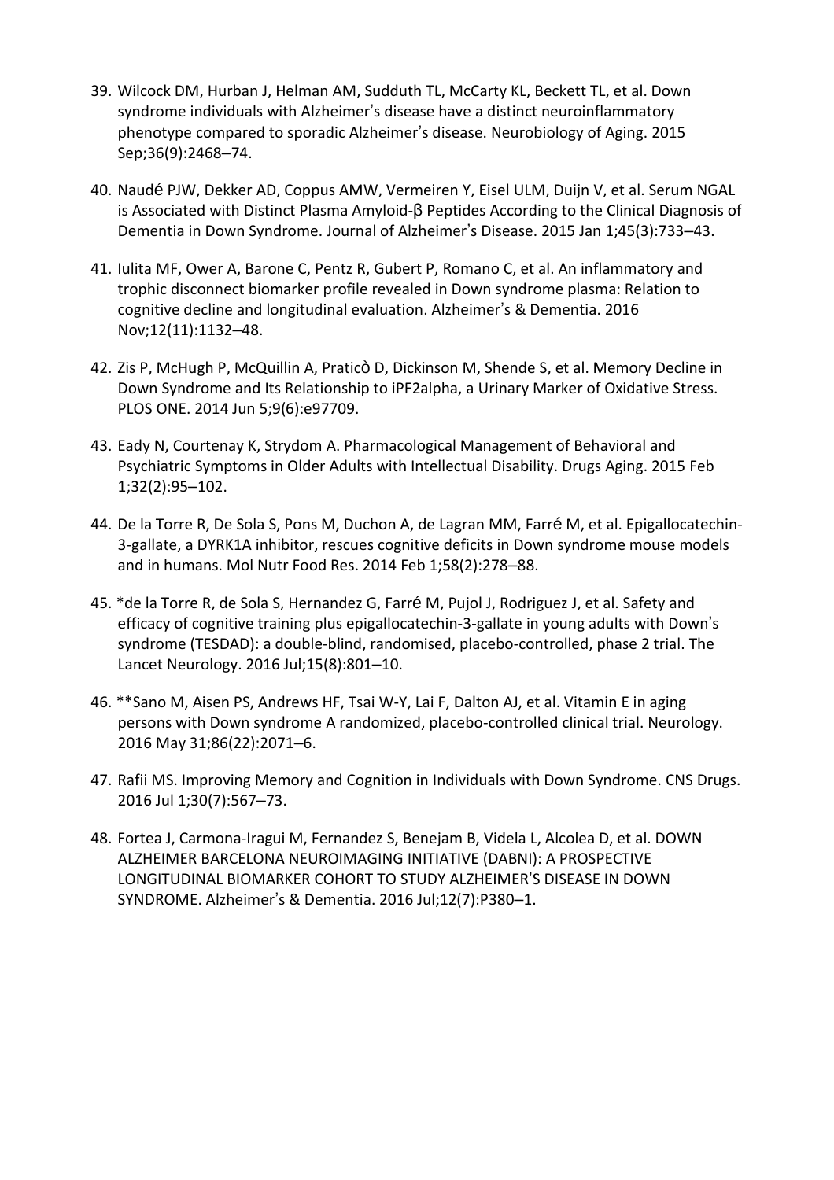39. Wilcock DM, Hurban J, Helman AM, Sudduth TL, McCarty KL, Beckett TL, et al. Down syndrome individuals with Alzheimer's disease have a distinct neuroinflammatory phenotype compared to sporadic Alzheimer's disease. Neurobiology of Aging. 2015 Sep;36(9):2468–74.

40. Naudé PJW, Dekker AD, Coppus AMW, Vermeiren Y, Eisel ULM, Duijn V, et al. Serum NGAL is Associated with Distinct Plasma Amyloid-β Peptides According to the Clinical Diagnosis of Dementia in Down Syndrome. Journal of Alzheimer's Disease. 2015 Jan 1;45(3):733–43.

41. Iulita MF, Ower A, Barone C, Pentz R, Gubert P, Romano C, et al. An inflammatory and trophic disconnect biomarker profile revealed in Down syndrome plasma: Relation to cognitive decline and longitudinal evaluation. Alzheimer's & Dementia. 2016 Nov;12(11):1132–48.

42. Zis P, McHugh P, McQuillin A, Praticò D, Dickinson M, Shende S, et al. Memory Decline in Down Syndrome and Its Relationship to iPF2alpha, a Urinary Marker of Oxidative Stress. PLOS ONE. 2014 Jun 5;9(6):e97709.

43. Eady N, Courtenay K, Strydom A. Pharmacological Management of Behavioral and Psychiatric Symptoms in Older Adults with Intellectual Disability. Drugs Aging. 2015 Feb 1;32(2):95–102.

44. De la Torre R, De Sola S, Pons M, Duchon A, de Lagran MM, Farré M, et al. Epigallocatechin-3-gallate, a DYRK1A inhibitor, rescues cognitive deficits in Down syndrome mouse models and in humans. Mol Nutr Food Res. 2014 Feb 1;58(2):278–88.

45. *de la Torre R, de Sola S, Hernandez G, Farré M, Pujol J, Rodriguez J, et al. Safety and efficacy of cognitive training plus epigallocatechin-3-gallate in young adults with Down's syndrome (TESDAD): a double-blind, randomised, placebo-controlled, phase 2 trial. The Lancet Neurology. 2016 Jul;15(8):801–10.

46. **Sano M, Aisen PS, Andrews HF, Tsai W-Y, Lai F, Dalton AJ, et al. Vitamin E in aging persons with Down syndrome A randomized, placebo-controlled clinical trial. Neurology. 2016 May 31;86(22):2071–6.

47. Rafii MS. Improving Memory and Cognition in Individuals with Down Syndrome. CNS Drugs. 2016 Jul 1;30(7):567–73.

48. Fortea J, Carmona-Iragui M, Fernandez S, Benejam B, Videla L, Alcolea D, et al. DOWN ALZHEIMER BARCELONA NEUROIMAGING INITIATIVE (DABNI): A PROSPECTIVE LONGITUDINAL BIOMARKER COHORT TO STUDY ALZHEIMER'S DISEASE IN DOWN SYNDROME. Alzheimer's & Dementia. 2016 Jul;12(7):P380–1.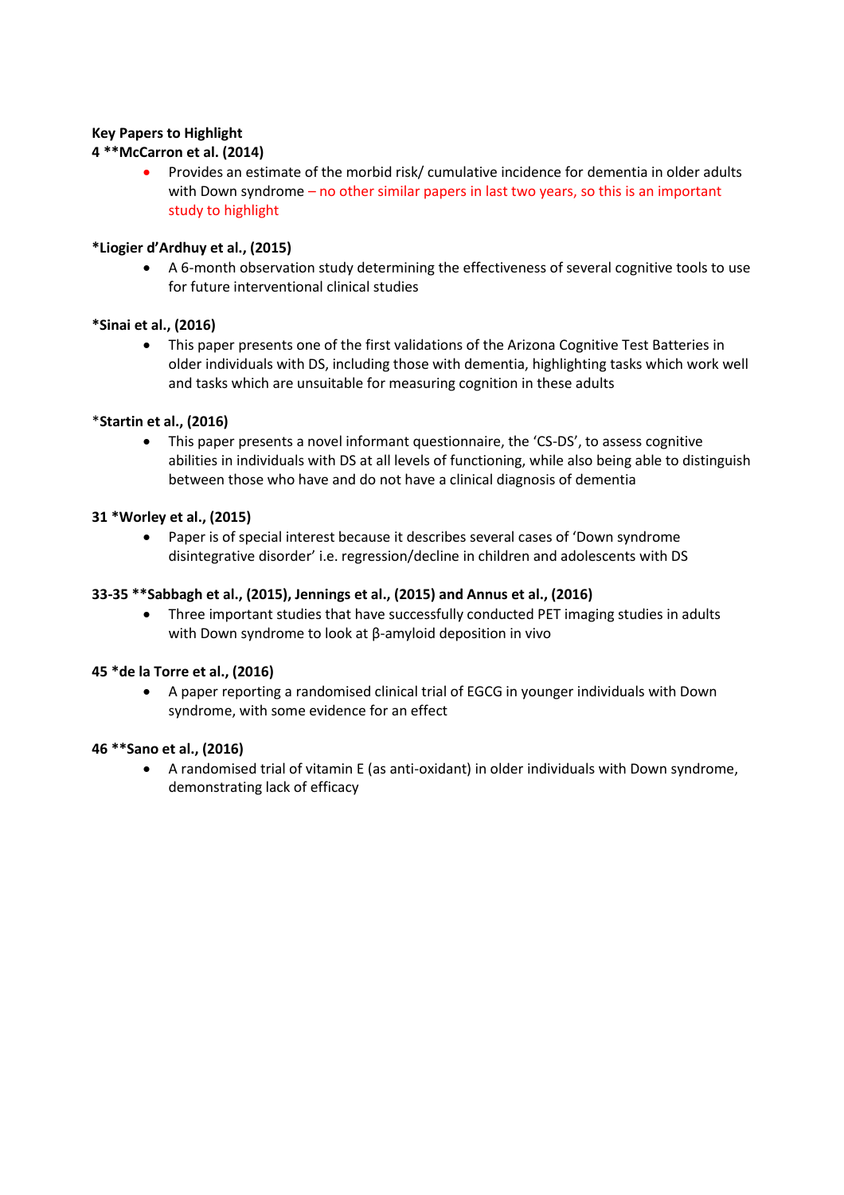**Key Papers to Highlight**

**4 **McCarron et al. (2014)**

- Provides an estimate of the morbid risk/ cumulative incidence for dementia in older adults with Down syndrome – no other similar papers in last two years, so this is an important study to highlight

***Liogier d'Ardhuy et al., (2015)**

- A 6-month observation study determining the effectiveness of several cognitive tools to use for future interventional clinical studies

***Sinai et al., (2016)**

- This paper presents one of the first validations of the Arizona Cognitive Test Batteries in older individuals with DS, including those with dementia, highlighting tasks which work well and tasks which are unsuitable for measuring cognition in these adults

*__Startin et al., (2016)__

- This paper presents a novel informant questionnaire, the 'CS-DS', to assess cognitive abilities in individuals with DS at all levels of functioning, while also being able to distinguish between those who have and do not have a clinical diagnosis of dementia

**31 *Worley et al., (2015)**

- Paper is of special interest because it describes several cases of 'Down syndrome disintegrative disorder' i.e. regression/decline in children and adolescents with DS

**33-35 **Sabbagh et al., (2015), Jennings et al., (2015) and Annus et al., (2016)**

- Three important studies that have successfully conducted PET imaging studies in adults with Down syndrome to look at β-amyloid deposition in vivo

**45 *de la Torre et al., (2016)**

- A paper reporting a randomised clinical trial of EGCG in younger individuals with Down syndrome, with some evidence for an effect

**46 **Sano et al., (2016)**

- A randomised trial of vitamin E (as anti-oxidant) in older individuals with Down syndrome, demonstrating lack of efficacy